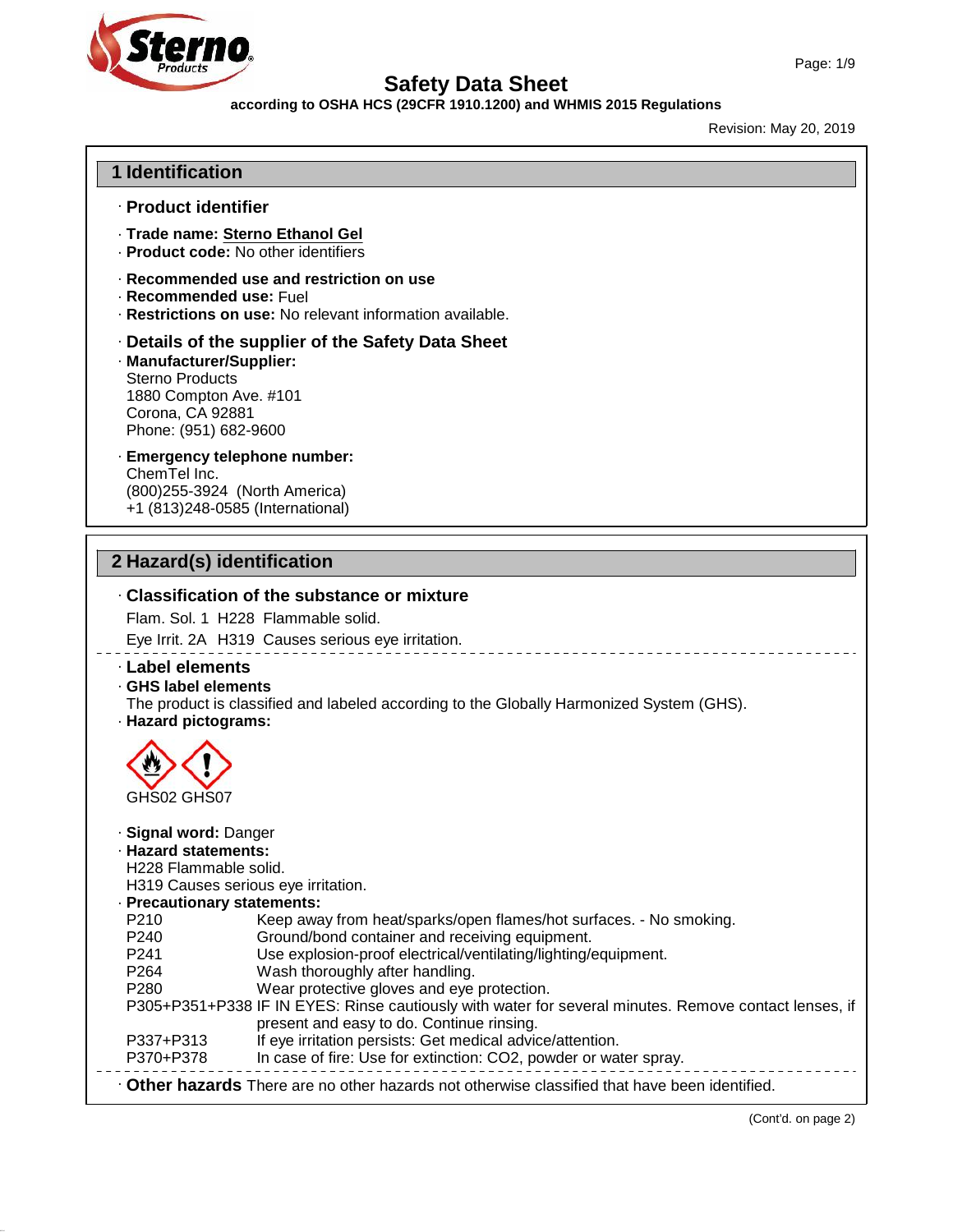# Safety Data Sheet

**according to OSHA HCS (29CFR 1910.1200) and WHMIS 2015 Regulations**

Revision: May 20, 2019

## 1 Identification

### · Product identifier

· **Trade name:** **Sterno Ethanol Gel**
· **Product code:** No other identifiers

· **Recommended use and restriction on use**
· **Recommended use:** Fuel
· **Restrictions on use:** No relevant information available.

### · Details of the supplier of the Safety Data Sheet

· **Manufacturer/Supplier:**
Sterno Products
1880 Compton Ave. #101
Corona, CA 92881
Phone: (951) 682-9600

· **Emergency telephone number:**
ChemTel Inc.
(800)255-3924 (North America)
+1 (813)248-0585 (International)

## 2 Hazard(s) identification

### · Classification of the substance or mixture

Flam. Sol. 1 H228 Flammable solid.

Eye Irrit. 2A H319 Causes serious eye irritation.

### · Label elements

· **GHS label elements**
The product is classified and labeled according to the Globally Harmonized System (GHS).
· **Hazard pictograms:**

GHS02 GHS07

· **Signal word:** Danger
· **Hazard statements:**
H228 Flammable solid.
H319 Causes serious eye irritation.
· **Precautionary statements:**

| | |
|---|---|
| P210 | Keep away from heat/sparks/open flames/hot surfaces. - No smoking. |
| P240 | Ground/bond container and receiving equipment. |
| P241 | Use explosion-proof electrical/ventilating/lighting/equipment. |
| P264 | Wash thoroughly after handling. |
| P280 | Wear protective gloves and eye protection. |
| P305+P351+P338 | IF IN EYES: Rinse cautiously with water for several minutes. Remove contact lenses, if present and easy to do. Continue rinsing. |
| P337+P313 | If eye irritation persists: Get medical advice/attention. |
| P370+P378 | In case of fire: Use for extinction: $CO_2$, powder or water spray. |

· **Other hazards** There are no other hazards not otherwise classified that have been identified.

(Cont'd. on page 2)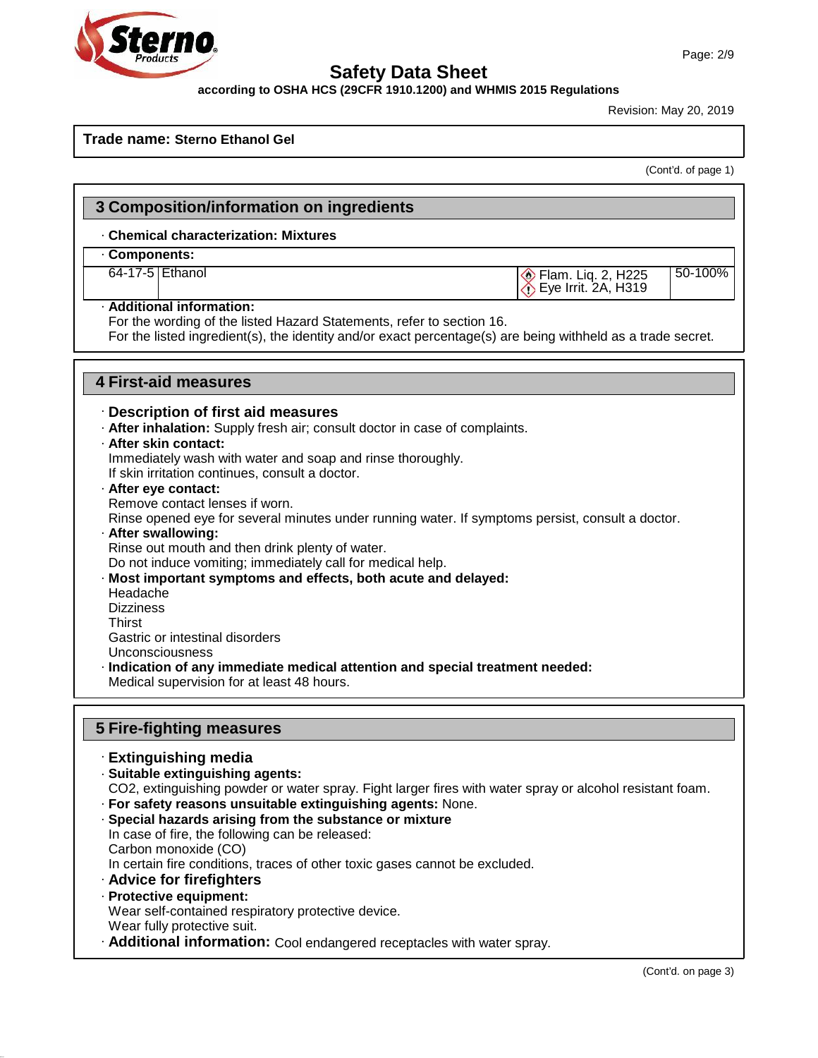**Trade name: Sterno Ethanol Gel**

(Cont'd. of page 1)

## 3 Composition/information on ingredients

· **Chemical characterization: Mixtures**

· **Components:**

| | | | |
|---|---|---|---|
| 64-17-5 | Ethanol | Flam. Liq. 2, H225<br>Eye Irrit. 2A, H319 | 50-100% |

· **Additional information:**
For the wording of the listed Hazard Statements, refer to section 16.
For the listed ingredient(s), the identity and/or exact percentage(s) are being withheld as a trade secret.

## 4 First-aid measures

· **Description of first aid measures**

· **After inhalation:** Supply fresh air; consult doctor in case of complaints.

· **After skin contact:**
Immediately wash with water and soap and rinse thoroughly.
If skin irritation continues, consult a doctor.

· **After eye contact:**
Remove contact lenses if worn.
Rinse opened eye for several minutes under running water. If symptoms persist, consult a doctor.

· **After swallowing:**
Rinse out mouth and then drink plenty of water.
Do not induce vomiting; immediately call for medical help.

· **Most important symptoms and effects, both acute and delayed:**
Headache
Dizziness
Thirst
Gastric or intestinal disorders
Unconsciousness

· **Indication of any immediate medical attention and special treatment needed:**
Medical supervision for at least 48 hours.

## 5 Fire-fighting measures

· **Extinguishing media**

· **Suitable extinguishing agents:**
$CO_2$, extinguishing powder or water spray. Fight larger fires with water spray or alcohol resistant foam.

· **For safety reasons unsuitable extinguishing agents:** None.

· **Special hazards arising from the substance or mixture**
In case of fire, the following can be released:
Carbon monoxide (CO)
In certain fire conditions, traces of other toxic gases cannot be excluded.

· **Advice for firefighters**

· **Protective equipment:**
Wear self-contained respiratory protective device.
Wear fully protective suit.

· **Additional information:** Cool endangered receptacles with water spray.

(Cont'd. on page 3)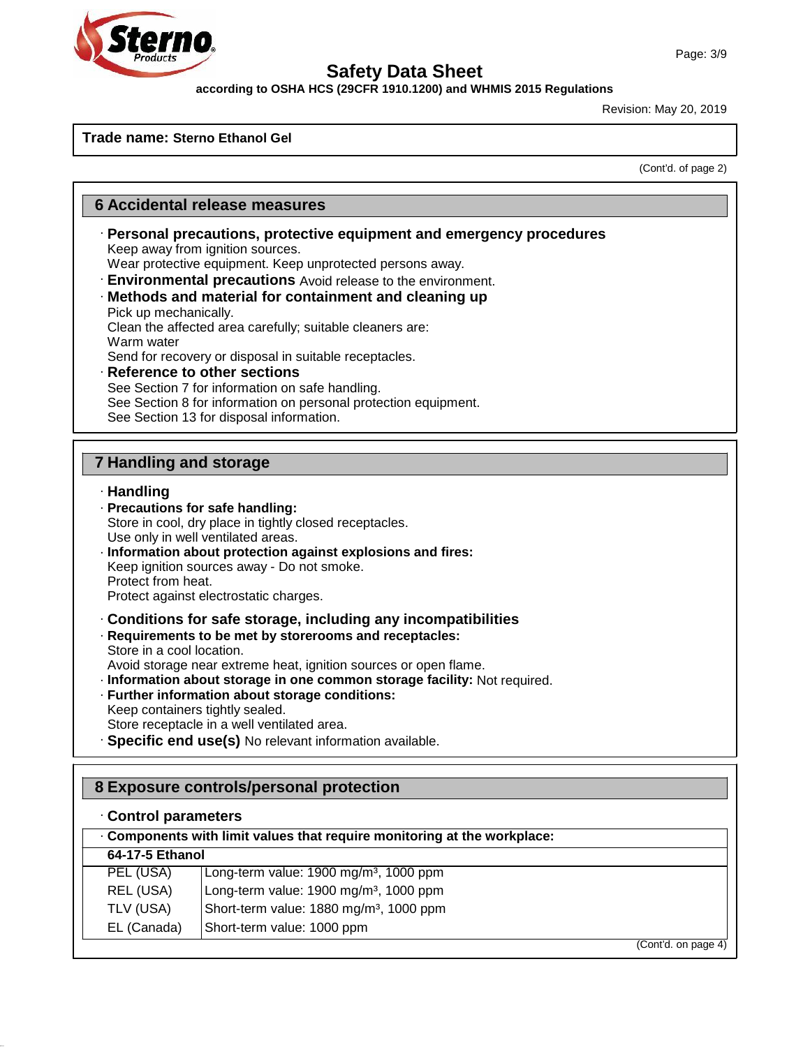**Trade name: Sterno Ethanol Gel**

(Cont'd. of page 2)

## 6 Accidental release measures

· **Personal precautions, protective equipment and emergency procedures**
Keep away from ignition sources.
Wear protective equipment. Keep unprotected persons away.
· **Environmental precautions** Avoid release to the environment.
· **Methods and material for containment and cleaning up**
Pick up mechanically.
Clean the affected area carefully; suitable cleaners are:
Warm water
Send for recovery or disposal in suitable receptacles.
· **Reference to other sections**
See Section 7 for information on safe handling.
See Section 8 for information on personal protection equipment.
See Section 13 for disposal information.

## 7 Handling and storage

· **Handling**
· **Precautions for safe handling:**
Store in cool, dry place in tightly closed receptacles.
Use only in well ventilated areas.
· **Information about protection against explosions and fires:**
Keep ignition sources away - Do not smoke.
Protect from heat.
Protect against electrostatic charges.

· **Conditions for safe storage, including any incompatibilities**
· **Requirements to be met by storerooms and receptacles:**
Store in a cool location.
Avoid storage near extreme heat, ignition sources or open flame.
· **Information about storage in one common storage facility:** Not required.
· **Further information about storage conditions:**
Keep containers tightly sealed.
Store receptacle in a well ventilated area.
· **Specific end use(s)** No relevant information available.

## 8 Exposure controls/personal protection

· **Control parameters**

| · Components with limit values that require monitoring at the workplace: | |
|---|---|
| **64-17-5 Ethanol** | |
| PEL (USA) | Long-term value: 1900 mg/m³, 1000 ppm |
| REL (USA) | Long-term value: 1900 mg/m³, 1000 ppm |
| TLV (USA) | Short-term value: 1880 mg/m³, 1000 ppm |
| EL (Canada) | Short-term value: 1000 ppm |

(Cont'd. on page 4)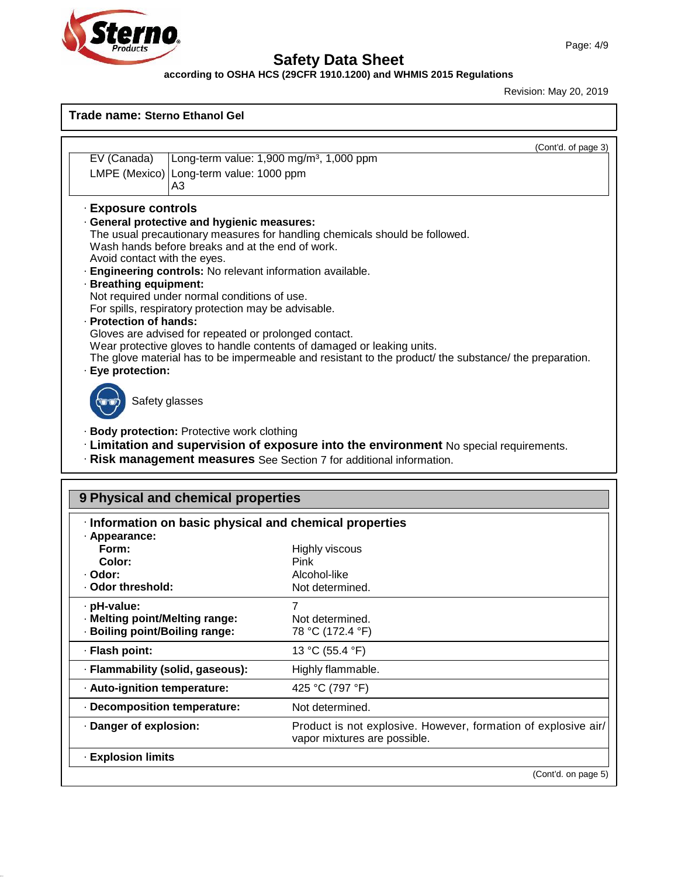**Trade name: Sterno Ethanol Gel**

(Cont'd. of page 3)

| | |
|---|---|
| EV (Canada) | Long-term value: 1,900 mg/m³, 1,000 ppm |
| LMPE (Mexico) | Long-term value: 1000 ppm<br>A3 |

· **Exposure controls**

· **General protective and hygienic measures:**
The usual precautionary measures for handling chemicals should be followed.
Wash hands before breaks and at the end of work.
Avoid contact with the eyes.

· **Engineering controls:** No relevant information available.

· **Breathing equipment:**
Not required under normal conditions of use.
For spills, respiratory protection may be advisable.

· **Protection of hands:**
Gloves are advised for repeated or prolonged contact.
Wear protective gloves to handle contents of damaged or leaking units.
The glove material has to be impermeable and resistant to the product/ the substance/ the preparation.

· **Eye protection:**

Safety glasses

· **Body protection:** Protective work clothing

· **Limitation and supervision of exposure into the environment** No special requirements.

· **Risk management measures** See Section 7 for additional information.

## 9 Physical and chemical properties

· **Information on basic physical and chemical properties**

| | |
|---|---|
| · **Appearance:** | |
| **Form:** | Highly viscous |
| **Color:** | Pink |
| · **Odor:** | Alcohol-like |
| · **Odor threshold:** | Not determined. |
| · **pH-value:** | 7 |
| · **Melting point/Melting range:** | Not determined. |
| · **Boiling point/Boiling range:** | 78 °C (172.4 °F) |
| · **Flash point:** | 13 °C (55.4 °F) |
| · **Flammability (solid, gaseous):** | Highly flammable. |
| · **Auto-ignition temperature:** | 425 °C (797 °F) |
| · **Decomposition temperature:** | Not determined. |
| · **Danger of explosion:** | Product is not explosive. However, formation of explosive air/ vapor mixtures are possible. |
| · **Explosion limits** | |

(Cont'd. on page 5)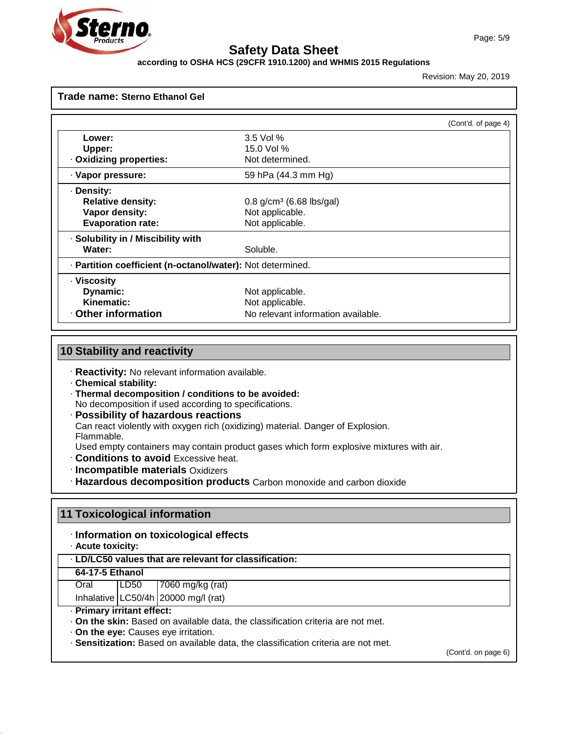# Safety Data Sheet

**according to OSHA HCS (29CFR 1910.1200) and WHMIS 2015 Regulations**

Revision: May 20, 2019

**Trade name: Sterno Ethanol Gel**

(Cont'd. of page 4)

| | |
|---|---|
| **Lower:** | 3.5 Vol % |
| **Upper:** | 15.0 Vol % |
| · **Oxidizing properties:** | Not determined. |
| · **Vapor pressure:** | 59 hPa (44.3 mm Hg) |
| · **Density:** | |
| **Relative density:** | 0.8 g/cm³ (6.68 lbs/gal) |
| **Vapor density:** | Not applicable. |
| **Evaporation rate:** | Not applicable. |
| · **Solubility in / Miscibility with** | |
| **Water:** | Soluble. |
| · **Partition coefficient (n-octanol/water):** | Not determined. |
| · **Viscosity** | |
| **Dynamic:** | Not applicable. |
| **Kinematic:** | Not applicable. |
| · **Other information** | No relevant information available. |

## 10 Stability and reactivity

· **Reactivity:** No relevant information available.
· **Chemical stability:**
· **Thermal decomposition / conditions to be avoided:**
No decomposition if used according to specifications.
· **Possibility of hazardous reactions**
Can react violently with oxygen rich (oxidizing) material. Danger of Explosion.
Flammable.
Used empty containers may contain product gases which form explosive mixtures with air.
· **Conditions to avoid** Excessive heat.
· **Incompatible materials** Oxidizers
· **Hazardous decomposition products** Carbon monoxide and carbon dioxide

## 11 Toxicological information

· **Information on toxicological effects**
· **Acute toxicity:**

| · **LD/LC50 values that are relevant for classification:** | | |
|---|---|---|
| **64-17-5 Ethanol** | | |
| Oral | LD50 | 7060 mg/kg (rat) |
| Inhalative | LC50/4h | 20000 mg/l (rat) |

· **Primary irritant effect:**
· **On the skin:** Based on available data, the classification criteria are not met.
· **On the eye:** Causes eye irritation.
· **Sensitization:** Based on available data, the classification criteria are not met.

(Cont'd. on page 6)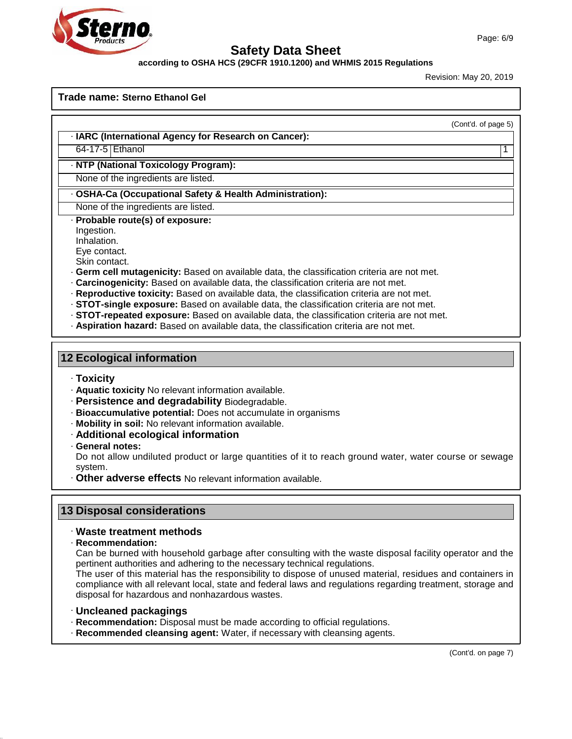Trade name: **Sterno Ethanol Gel**

(Cont'd. of page 5)

· **IARC (International Agency for Research on Cancer):**

| | | |
|---|---|---|
| 64-17-5 | Ethanol | 1 |

· **NTP (National Toxicology Program):**

None of the ingredients are listed.

· **OSHA-Ca (Occupational Safety & Health Administration):**

None of the ingredients are listed.

· **Probable route(s) of exposure:**
Ingestion.
Inhalation.
Eye contact.
Skin contact.

· **Germ cell mutagenicity:** Based on available data, the classification criteria are not met.
· **Carcinogenicity:** Based on available data, the classification criteria are not met.
· **Reproductive toxicity:** Based on available data, the classification criteria are not met.
· **STOT-single exposure:** Based on available data, the classification criteria are not met.
· **STOT-repeated exposure:** Based on available data, the classification criteria are not met.
· **Aspiration hazard:** Based on available data, the classification criteria are not met.

## 12 Ecological information

· **Toxicity**
· **Aquatic toxicity** No relevant information available.
· **Persistence and degradability** Biodegradable.
· **Bioaccumulative potential:** Does not accumulate in organisms
· **Mobility in soil:** No relevant information available.
· **Additional ecological information**
· **General notes:**
Do not allow undiluted product or large quantities of it to reach ground water, water course or sewage system.
· **Other adverse effects** No relevant information available.

## 13 Disposal considerations

· **Waste treatment methods**
· **Recommendation:**
Can be burned with household garbage after consulting with the waste disposal facility operator and the pertinent authorities and adhering to the necessary technical regulations.
The user of this material has the responsibility to dispose of unused material, residues and containers in compliance with all relevant local, state and federal laws and regulations regarding treatment, storage and disposal for hazardous and nonhazardous wastes.

· **Uncleaned packagings**
· **Recommendation:** Disposal must be made according to official regulations.
· **Recommended cleansing agent:** Water, if necessary with cleansing agents.

(Cont'd. on page 7)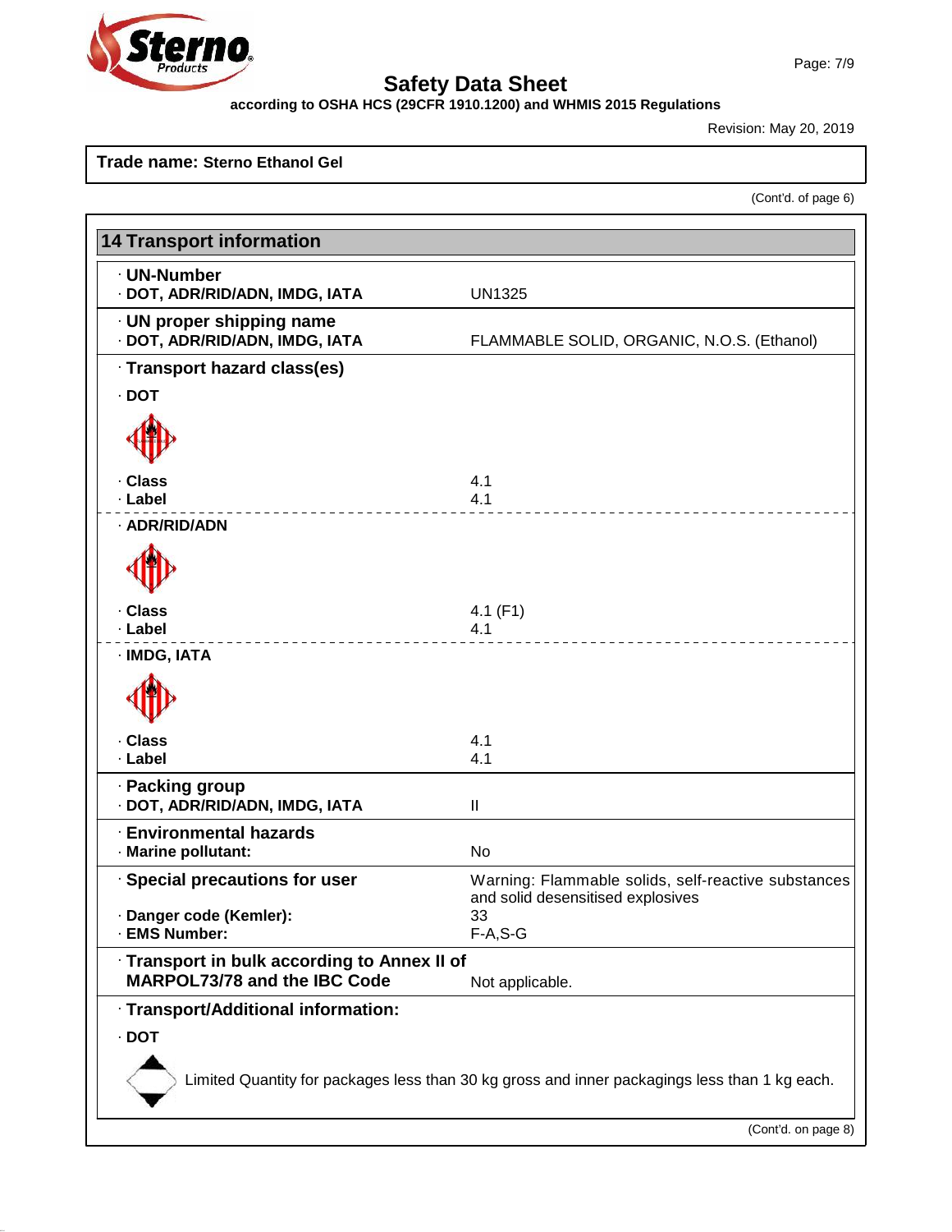# Safety Data Sheet

**according to OSHA HCS (29CFR 1910.1200) and WHMIS 2015 Regulations**

Revision: May 20, 2019

**Trade name: Sterno Ethanol Gel**

(Cont'd. of page 6)

## 14 Transport information

· **UN-Number**
· **DOT, ADR/RID/ADN, IMDG, IATA** UN1325

· **UN proper shipping name**
· **DOT, ADR/RID/ADN, IMDG, IATA** FLAMMABLE SOLID, ORGANIC, N.O.S. (Ethanol)

· **Transport hazard class(es)**

· **DOT**

· **Class** 4.1
· **Label** 4.1

· **ADR/RID/ADN**

· **Class** 4.1 (F1)
· **Label** 4.1

· **IMDG, IATA**

· **Class** 4.1
· **Label** 4.1

· **Packing group**
· **DOT, ADR/RID/ADN, IMDG, IATA** II

· **Environmental hazards**
· **Marine pollutant:** No

· **Special precautions for user** Warning: Flammable solids, self-reactive substances and solid desensitised explosives
· **Danger code (Kemler):** 33
· **EMS Number:** F-A,S-G

· **Transport in bulk according to Annex II of MARPOL73/78 and the IBC Code** Not applicable.

· **Transport/Additional information:**

· **DOT**

Limited Quantity for packages less than 30 kg gross and inner packagings less than 1 kg each.

(Cont'd. on page 8)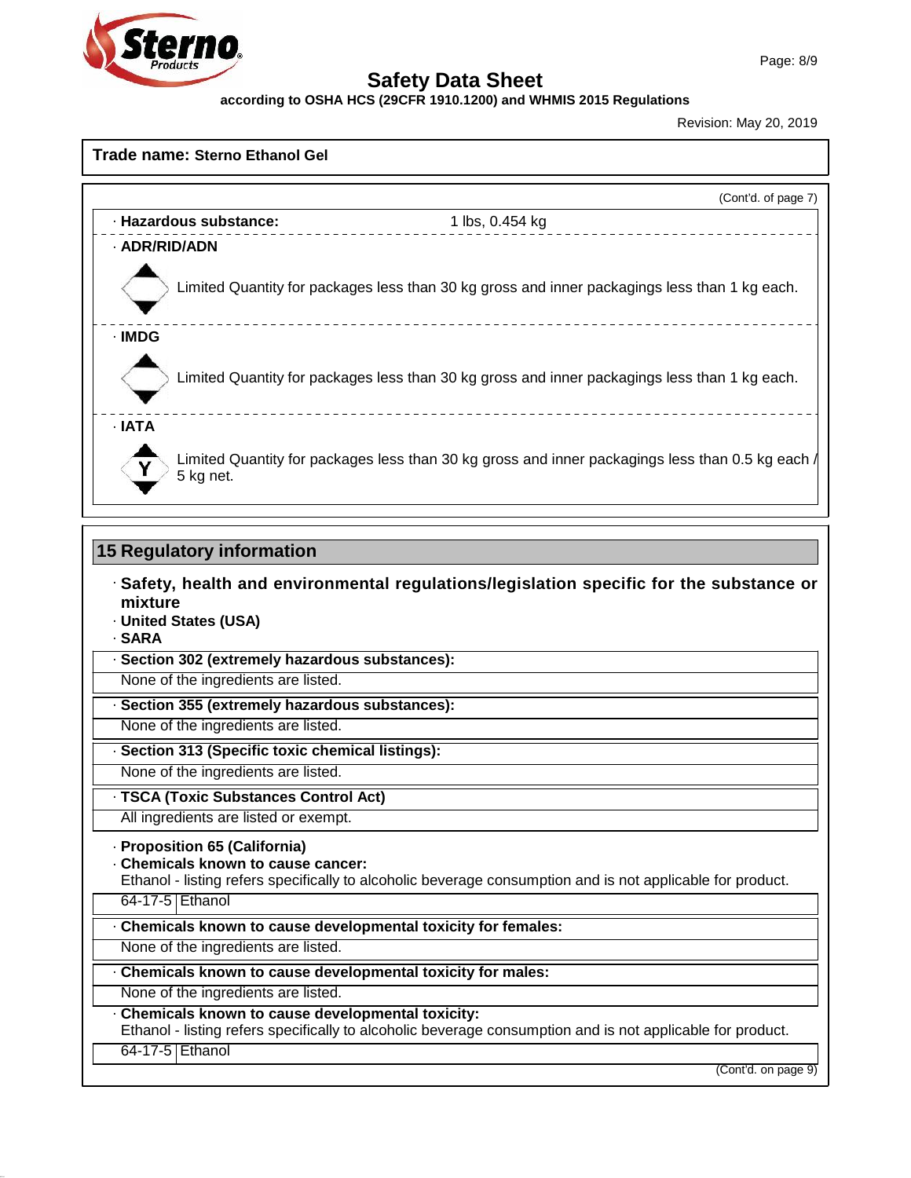Trade name: **Sterno Ethanol Gel**

(Cont'd. of page 7)

· **Hazardous substance:** 1 lbs, 0.454 kg

· **ADR/RID/ADN**

Limited Quantity for packages less than 30 kg gross and inner packagings less than 1 kg each.

· **IMDG**

Limited Quantity for packages less than 30 kg gross and inner packagings less than 1 kg each.

· **IATA**

Limited Quantity for packages less than 30 kg gross and inner packagings less than 0.5 kg each / 5 kg net.

## 15 Regulatory information

· **Safety, health and environmental regulations/legislation specific for the substance or mixture**

· **United States (USA)**

· **SARA**

· **Section 302 (extremely hazardous substances):**

None of the ingredients are listed.

· **Section 355 (extremely hazardous substances):**

None of the ingredients are listed.

· **Section 313 (Specific toxic chemical listings):**

None of the ingredients are listed.

· **TSCA (Toxic Substances Control Act)**

All ingredients are listed or exempt.

· **Proposition 65 (California)**

· **Chemicals known to cause cancer:**

Ethanol - listing refers specifically to alcoholic beverage consumption and is not applicable for product.

| 64-17-5 | Ethanol |
|---|---|

· **Chemicals known to cause developmental toxicity for females:**

None of the ingredients are listed.

· **Chemicals known to cause developmental toxicity for males:**

None of the ingredients are listed.

· **Chemicals known to cause developmental toxicity:**

Ethanol - listing refers specifically to alcoholic beverage consumption and is not applicable for product.

| 64-17-5 | Ethanol |
|---|---|

(Cont'd. on page 9)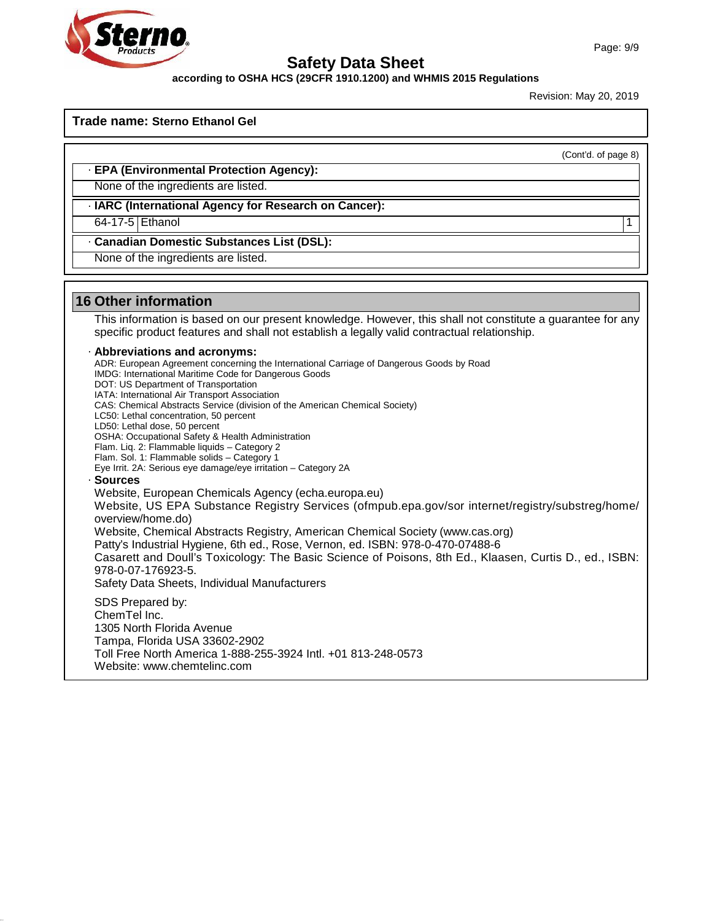**Trade name: Sterno Ethanol Gel**

(Cont'd. of page 8)

· **EPA (Environmental Protection Agency):**

None of the ingredients are listed.

· **IARC (International Agency for Research on Cancer):**

| | | |
|---|---|---|
| 64-17-5 | Ethanol | 1 |

· **Canadian Domestic Substances List (DSL):**

None of the ingredients are listed.

## 16 Other information

This information is based on our present knowledge. However, this shall not constitute a guarantee for any specific product features and shall not establish a legally valid contractual relationship.

· **Abbreviations and acronyms:**

ADR: European Agreement concerning the International Carriage of Dangerous Goods by Road
IMDG: International Maritime Code for Dangerous Goods
DOT: US Department of Transportation
IATA: International Air Transport Association
CAS: Chemical Abstracts Service (division of the American Chemical Society)
LC50: Lethal concentration, 50 percent
LD50: Lethal dose, 50 percent
OSHA: Occupational Safety & Health Administration
Flam. Liq. 2: Flammable liquids – Category 2
Flam. Sol. 1: Flammable solids – Category 1
Eye Irrit. 2A: Serious eye damage/eye irritation – Category 2A

· **Sources**

Website, European Chemicals Agency (echa.europa.eu)
Website, US EPA Substance Registry Services (ofmpub.epa.gov/sor internet/registry/substreg/home/overview/home.do)
Website, Chemical Abstracts Registry, American Chemical Society (www.cas.org)
Patty's Industrial Hygiene, 6th ed., Rose, Vernon, ed. ISBN: 978-0-470-07488-6
Casarett and Doull's Toxicology: The Basic Science of Poisons, 8th Ed., Klaasen, Curtis D., ed., ISBN: 978-0-07-176923-5.
Safety Data Sheets, Individual Manufacturers

SDS Prepared by:
ChemTel Inc.
1305 North Florida Avenue
Tampa, Florida USA 33602-2902
Toll Free North America 1-888-255-3924 Intl. +01 813-248-0573
Website: www.chemtelinc.com